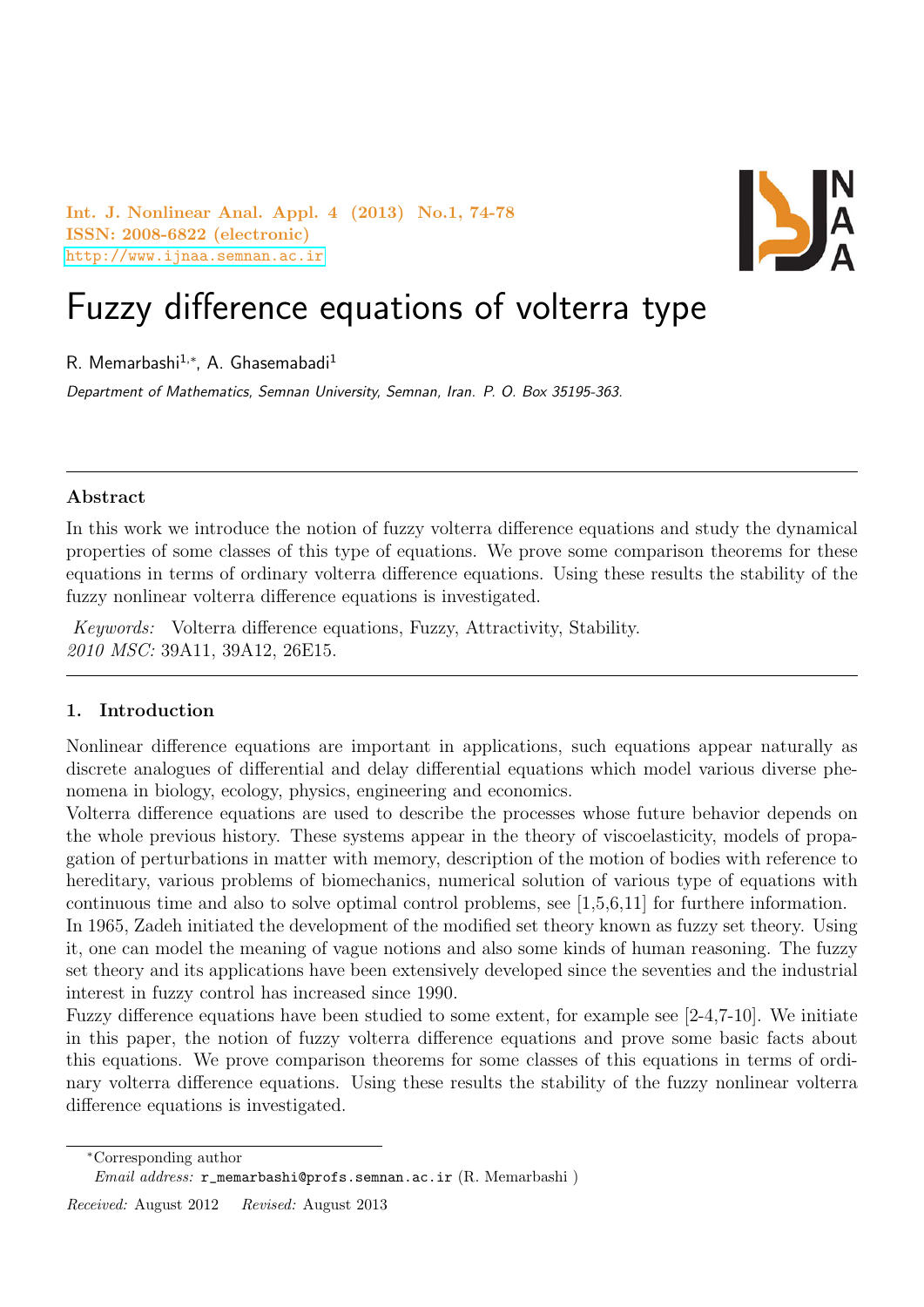# Fuzzy difference equations of volterra type

R. Memarbashi[1,*], A. Ghasemabadi[1]

*Department of Mathematics, Semnan University, Semnan, Iran. P. O. Box 35195-363.*

## Abstract

In this work we introduce the notion of fuzzy volterra difference equations and study the dynamical properties of some classes of this type of equations. We prove some comparison theorems for these equations in terms of ordinary volterra difference equations. Using these results the stability of the fuzzy nonlinear volterra difference equations is investigated.

*Keywords:* Volterra difference equations, Fuzzy, Attractivity, Stability.
*2010 MSC:* 39A11, 39A12, 26E15.

## 1. Introduction

Nonlinear difference equations are important in applications, such equations appear naturally as discrete analogues of differential and delay differential equations which model various diverse phenomena in biology, ecology, physics, engineering and economics.

Volterra difference equations are used to describe the processes whose future behavior depends on the whole previous history. These systems appear in the theory of viscoelasticity, models of propagation of perturbations in matter with memory, description of the motion of bodies with reference to hereditary, various problems of biomechanics, numerical solution of various type of equations with continuous time and also to solve optimal control problems, see [1,5,6,11] for furthere information.

In 1965, Zadeh initiated the development of the modified set theory known as fuzzy set theory. Using it, one can model the meaning of vague notions and also some kinds of human reasoning. The fuzzy set theory and its applications have been extensively developed since the seventies and the industrial interest in fuzzy control has increased since 1990.

Fuzzy difference equations have been studied to some extent, for example see [2-4,7-10]. We initiate in this paper, the notion of fuzzy volterra difference equations and prove some basic facts about this equations. We prove comparison theorems for some classes of this equations in terms of ordinary volterra difference equations. Using these results the stability of the fuzzy nonlinear volterra difference equations is investigated.

---

*Corresponding author
*Email address:* r_memarbashi@profs.semnan.ac.ir (R. Memarbashi )

*Received:* August 2012 *Revised:* August 2013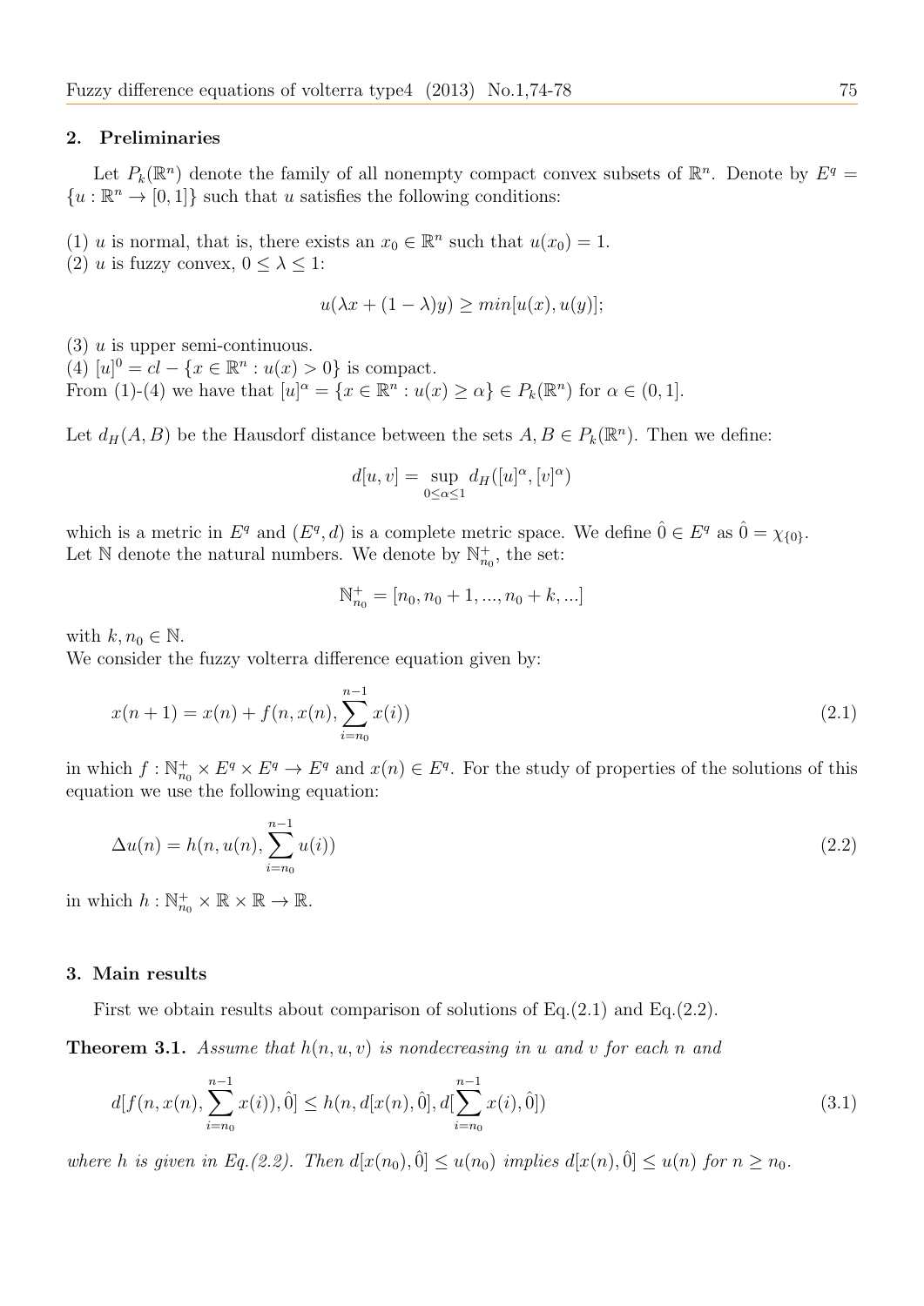## 2. Preliminaries

Let $P_k(\mathbb{R}^n)$ denote the family of all nonempty compact convex subsets of $\mathbb{R}^n$. Denote by $E^q = \{u : \mathbb{R}^n \to [0,1]\}$ such that $u$ satisfies the following conditions:

(1) $u$ is normal, that is, there exists an $x_0 \in \mathbb{R}^n$ such that $u(x_0) = 1$.
(2) $u$ is fuzzy convex, $0 \leq \lambda \leq 1$:

$$u(\lambda x + (1-\lambda)y) \geq min[u(x), u(y)];$$

(3) $u$ is upper semi-continuous.
(4) $[u]^0 = cl - \{x \in \mathbb{R}^n : u(x) > 0\}$ is compact.
From (1)-(4) we have that $[u]^\alpha = \{x \in \mathbb{R}^n : u(x) \geq \alpha\} \in P_k(\mathbb{R}^n)$ for $\alpha \in (0,1]$.

Let $d_H(A,B)$ be the Hausdorf distance between the sets $A, B \in P_k(\mathbb{R}^n)$. Then we define:

$$d[u,v] = \sup_{0 \leq \alpha \leq 1} d_H([u]^\alpha, [v]^\alpha)$$

which is a metric in $E^q$ and $(E^q, d)$ is a complete metric space. We define $\hat{0} \in E^q$ as $\hat{0} = \chi_{\{0\}}$.
Let $\mathbb{N}$ denote the natural numbers. We denote by $\mathbb{N}^+_{n_0}$, the set:

$$\mathbb{N}^+_{n_0} = [n_0, n_0+1, ..., n_0+k, ...]$$

with $k, n_0 \in \mathbb{N}$.
We consider the fuzzy volterra difference equation given by:

$$x(n+1) = x(n) + f(n, x(n), \sum_{i=n_0}^{n-1} x(i)) \tag{2.1}$$

in which $f : \mathbb{N}^+_{n_0} \times E^q \times E^q \to E^q$ and $x(n) \in E^q$. For the study of properties of the solutions of this equation we use the following equation:

$$\Delta u(n) = h(n, u(n), \sum_{i=n_0}^{n-1} u(i)) \tag{2.2}$$

in which $h : \mathbb{N}^+_{n_0} \times \mathbb{R} \times \mathbb{R} \to \mathbb{R}$.

## 3. Main results

First we obtain results about comparison of solutions of Eq.(2.1) and Eq.(2.2).

**Theorem 3.1.** *Assume that $h(n,u,v)$ is nondecreasing in $u$ and $v$ for each $n$ and*

$$d[f(n, x(n), \sum_{i=n_0}^{n-1} x(i)), \hat{0}] \leq h(n, d[x(n), \hat{0}], d[\sum_{i=n_0}^{n-1} x(i), \hat{0}]) \tag{3.1}$$

*where $h$ is given in Eq.(2.2). Then $d[x(n_0), \hat{0}] \leq u(n_0)$ implies $d[x(n), \hat{0}] \leq u(n)$ for $n \geq n_0$.*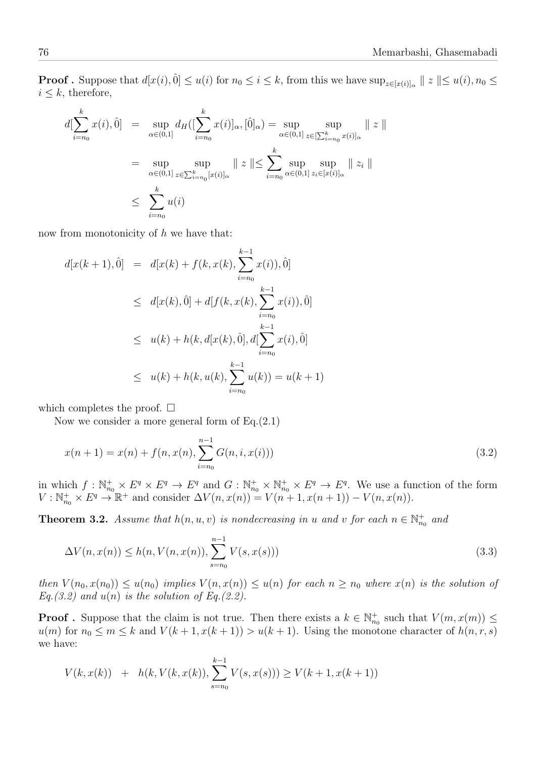**Proof .** Suppose that $d[x(i), \hat{0}] \leq u(i)$ for $n_0 \leq i \leq k$, from this we have $\sup_{z \in [x(i)]_\alpha} \parallel z \parallel \leq u(i), n_0 \leq i \leq k$, therefore,

$$
\begin{aligned}
d[\sum_{i=n_0}^{k} x(i), \hat{0}] &= \sup_{\alpha \in (0,1]} d_H([\sum_{i=n_0}^{k} x(i)]_\alpha, [\hat{0}]_\alpha) = \sup_{\alpha \in (0,1]} \sup_{z \in [\sum_{i=n_0}^{k} x(i)]_\alpha} \parallel z \parallel \\
&= \sup_{\alpha \in (0,1]} \sup_{z \in \sum_{i=n_0}^{k} [x(i)]_\alpha} \parallel z \parallel \leq \sum_{i=n_0}^{k} \sup_{\alpha \in (0,1]} \sup_{z_i \in [x(i)]_\alpha} \parallel z_i \parallel \\
&\leq \sum_{i=n_0}^{k} u(i)
\end{aligned}
$$

now from monotonicity of $h$ we have that:

$$
\begin{aligned}
d[x(k+1), \hat{0}] &= d[x(k) + f(k, x(k), \sum_{i=n_0}^{k-1} x(i)), \hat{0}] \\
&\leq d[x(k), \hat{0}] + d[f(k, x(k), \sum_{i=n_0}^{k-1} x(i)), \hat{0}] \\
&\leq u(k) + h(k, d[x(k), \hat{0}], d[\sum_{i=n_0}^{k-1} x(i), \hat{0}] \\
&\leq u(k) + h(k, u(k), \sum_{i=n_0}^{k-1} u(k)) = u(k+1)
\end{aligned}
$$

which completes the proof. $\square$

Now we consider a more general form of Eq.(2.1)

$$
x(n+1) = x(n) + f(n, x(n), \sum_{i=n_0}^{n-1} G(n, i, x(i))) \tag{3.2}
$$

in which $f : \mathbb{N}_{n_0}^{+} \times E^q \times E^q \to E^q$ and $G : \mathbb{N}_{n_0}^{+} \times \mathbb{N}_{n_0}^{+} \times E^q \to E^q$. We use a function of the form $V : \mathbb{N}_{n_0}^{+} \times E^q \to \mathbb{R}^{+}$ and consider $\Delta V(n, x(n)) = V(n+1, x(n+1)) - V(n, x(n))$.

**Theorem 3.2.** *Assume that $h(n, u, v)$ is nondecreasing in $u$ and $v$ for each $n \in \mathbb{N}_{n_0}^{+}$ and*

$$
\Delta V(n, x(n)) \leq h(n, V(n, x(n)), \sum_{s=n_0}^{n-1} V(s, x(s))) \tag{3.3}
$$

*then $V(n_0, x(n_0)) \leq u(n_0)$ implies $V(n, x(n)) \leq u(n)$ for each $n \geq n_0$ where $x(n)$ is the solution of Eq.(3.2) and $u(n)$ is the solution of Eq.(2.2).*

**Proof .** Suppose that the claim is not true. Then there exists a $k \in \mathbb{N}_{n_0}^{+}$ such that $V(m, x(m)) \leq u(m)$ for $n_0 \leq m \leq k$ and $V(k+1, x(k+1)) > u(k+1)$. Using the monotone character of $h(n, r, s)$ we have:

$$
V(k, x(k)) \quad + \quad h(k, V(k, x(k)), \sum_{s=n_0}^{k-1} V(s, x(s))) \geq V(k+1, x(k+1))
$$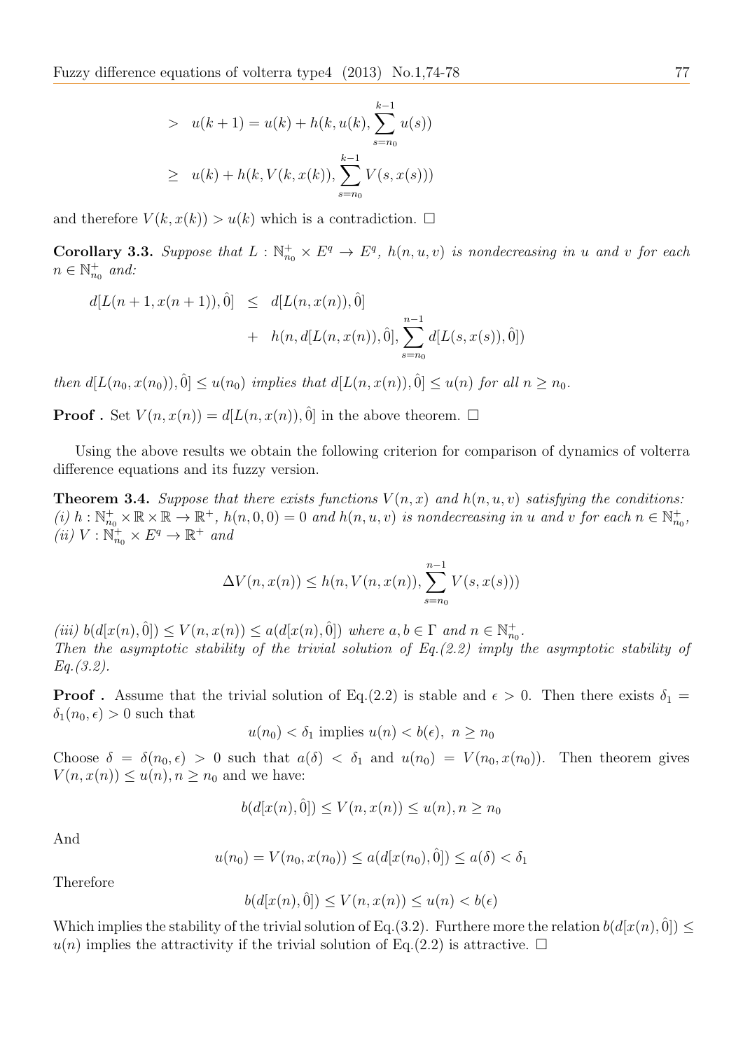$$
\begin{aligned}
> \quad & u(k+1) = u(k) + h(k, u(k), \sum_{s=n_0}^{k-1} u(s)) \\
\geq \quad & u(k) + h(k, V(k, x(k)), \sum_{s=n_0}^{k-1} V(s, x(s)))
\end{aligned}
$$

and therefore $V(k, x(k)) > u(k)$ which is a contradiction. □

**Corollary 3.3.** *Suppose that $L : \mathbb{N}_{n_0}^+ \times E^q \to E^q$, $h(n, u, v)$ is nondecreasing in $u$ and $v$ for each $n \in \mathbb{N}_{n_0}^+$ and:*

$$
\begin{aligned}
d[L(n+1, x(n+1)), \hat{0}] \quad \leq \quad & d[L(n, x(n)), \hat{0}] \\
+ \quad & h(n, d[L(n, x(n)), \hat{0}], \sum_{s=n_0}^{n-1} d[L(s, x(s)), \hat{0}])
\end{aligned}
$$

*then $d[L(n_0, x(n_0)), \hat{0}] \leq u(n_0)$ implies that $d[L(n, x(n)), \hat{0}] \leq u(n)$ for all $n \geq n_0$.*

**Proof .** Set $V(n, x(n)) = d[L(n, x(n)), \hat{0}]$ in the above theorem. □

Using the above results we obtain the following criterion for comparison of dynamics of volterra difference equations and its fuzzy version.

**Theorem 3.4.** *Suppose that there exists functions $V(n, x)$ and $h(n, u, v)$ satisfying the conditions:*
*(i) $h : \mathbb{N}_{n_0}^+ \times \mathbb{R} \times \mathbb{R} \to \mathbb{R}^+$, $h(n, 0, 0) = 0$ and $h(n, u, v)$ is nondecreasing in $u$ and $v$ for each $n \in \mathbb{N}_{n_0}^+$,*
*(ii) $V : \mathbb{N}_{n_0}^+ \times E^q \to \mathbb{R}^+$ and*

$$
\Delta V(n, x(n)) \leq h(n, V(n, x(n)), \sum_{s=n_0}^{n-1} V(s, x(s)))
$$

*(iii) $b(d[x(n), \hat{0}]) \leq V(n, x(n)) \leq a(d[x(n), \hat{0}])$ where $a, b \in \Gamma$ and $n \in \mathbb{N}_{n_0}^+$.*
*Then the asymptotic stability of the trivial solution of Eq.(2.2) imply the asymptotic stability of Eq.(3.2).*

**Proof .** Assume that the trivial solution of Eq.(2.2) is stable and $\epsilon > 0$. Then there exists $\delta_1 = \delta_1(n_0, \epsilon) > 0$ such that

$$
u(n_0) < \delta_1 \text{ implies } u(n) < b(\epsilon), \ n \geq n_0
$$

Choose $\delta = \delta(n_0, \epsilon) > 0$ such that $a(\delta) < \delta_1$ and $u(n_0) = V(n_0, x(n_0))$. Then theorem gives $V(n, x(n)) \leq u(n), n \geq n_0$ and we have:

$$
b(d[x(n), \hat{0}]) \leq V(n, x(n)) \leq u(n), n \geq n_0
$$

And

$$
u(n_0) = V(n_0, x(n_0)) \leq a(d[x(n_0), \hat{0}]) \leq a(\delta) < \delta_1
$$

Therefore

$$
b(d[x(n), \hat{0}]) \leq V(n, x(n)) \leq u(n) < b(\epsilon)
$$

Which implies the stability of the trivial solution of Eq.(3.2). Furthere more the relation $b(d[x(n), \hat{0}]) \leq u(n)$ implies the attractivity if the trivial solution of Eq.(2.2) is attractive. □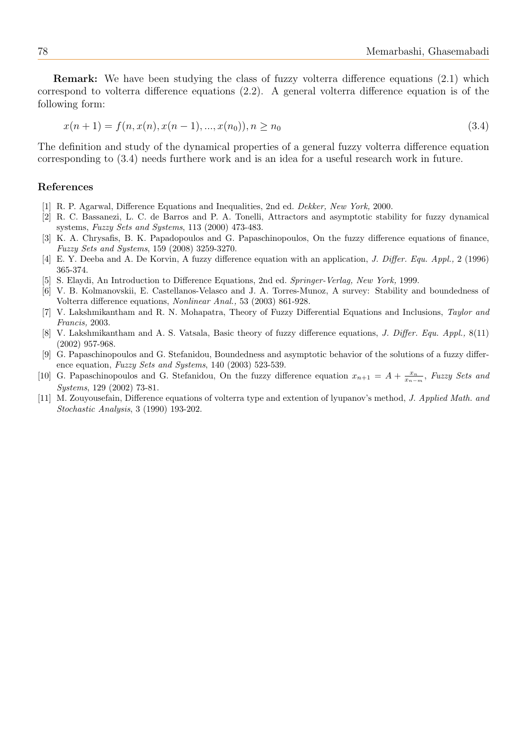**Remark:** We have been studying the class of fuzzy volterra difference equations (2.1) which correspond to volterra difference equations (2.2). A general volterra difference equation is of the following form:

$$x(n+1) = f(n, x(n), x(n-1), ..., x(n_0)), n \geq n_0 \tag{3.4}$$

The definition and study of the dynamical properties of a general fuzzy volterra difference equation corresponding to (3.4) needs furthere work and is an idea for a useful research work in future.

## References

[1] R. P. Agarwal, Difference Equations and Inequalities, 2nd ed. *Dekker, New York,* 2000.

[2] R. C. Bassanezi, L. C. de Barros and P. A. Tonelli, Attractors and asymptotic stability for fuzzy dynamical systems, *Fuzzy Sets and Systems*, 113 (2000) 473-483.

[3] K. A. Chrysafis, B. K. Papadopoulos and G. Papaschinopoulos, On the fuzzy difference equations of finance, *Fuzzy Sets and Systems*, 159 (2008) 3259-3270.

[4] E. Y. Deeba and A. De Korvin, A fuzzy difference equation with an application, *J. Differ. Equ. Appl.,* 2 (1996) 365-374.

[5] S. Elaydi, An Introduction to Difference Equations, 2nd ed. *Springer-Verlag, New York,* 1999.

[6] V. B. Kolmanovskii, E. Castellanos-Velasco and J. A. Torres-Munoz, A survey: Stability and boundedness of Volterra difference equations, *Nonlinear Anal.,* 53 (2003) 861-928.

[7] V. Lakshmikantham and R. N. Mohapatra, Theory of Fuzzy Differential Equations and Inclusions, *Taylor and Francis,* 2003.

[8] V. Lakshmikantham and A. S. Vatsala, Basic theory of fuzzy difference equations, *J. Differ. Equ. Appl.,* 8(11) (2002) 957-968.

[9] G. Papaschinopoulos and G. Stefanidou, Boundedness and asymptotic behavior of the solutions of a fuzzy difference equation, *Fuzzy Sets and Systems*, 140 (2003) 523-539.

[10] G. Papaschinopoulos and G. Stefanidou, On the fuzzy difference equation $x_{n+1} = A + \frac{x_n}{x_{n-m}}$, *Fuzzy Sets and Systems*, 129 (2002) 73-81.

[11] M. Zouyousefain, Difference equations of volterra type and extention of lyupanov's method, *J. Applied Math. and Stochastic Analysis*, 3 (1990) 193-202.